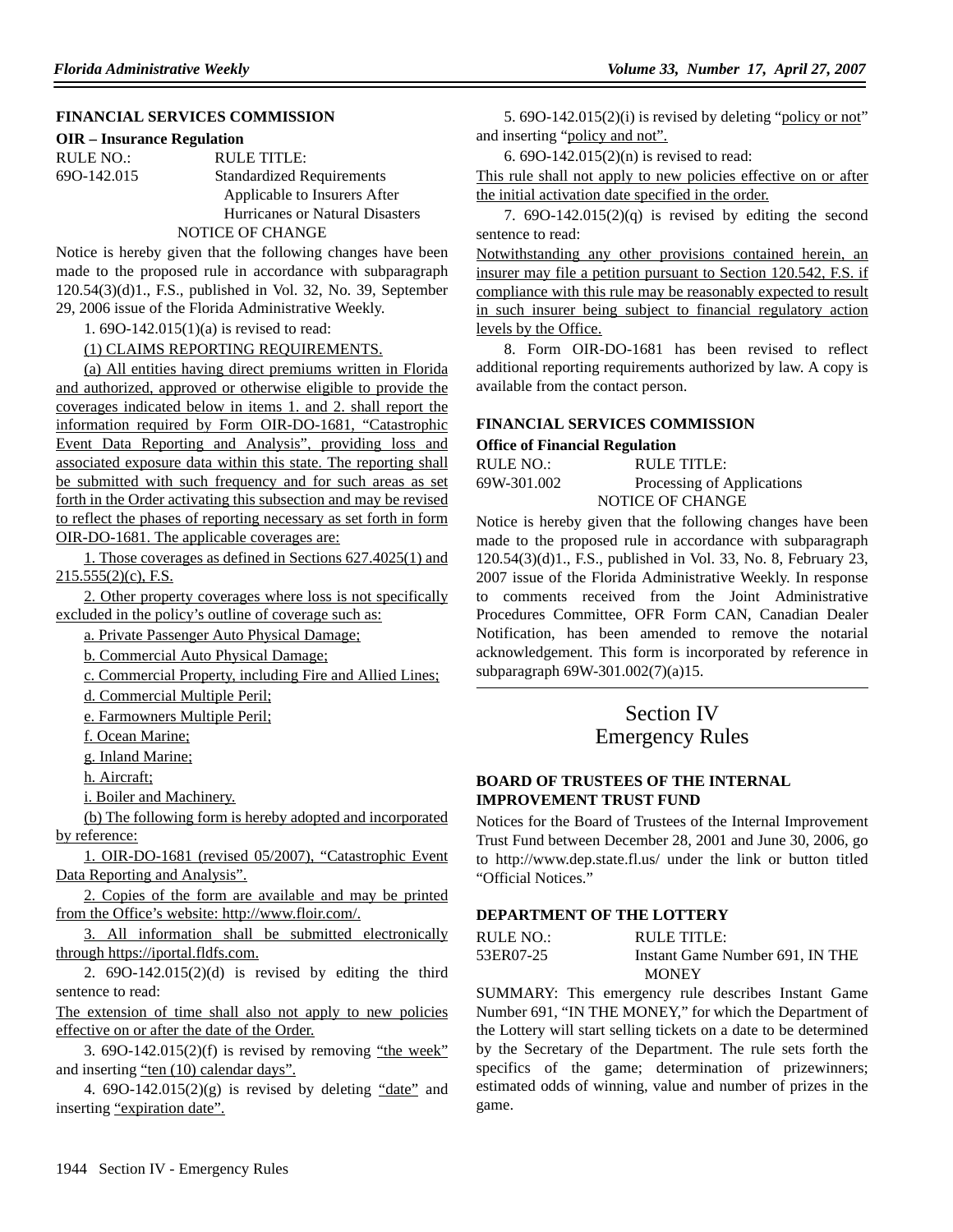### FINANCIAL SERVICES COMMISSION

**OIR – Insurance Regulation**

RULE NO.: 69O-142.015

RULE TITLE: Standardized Requirements Applicable to Insurers After Hurricanes or Natural Disasters

NOTICE OF CHANGE

Notice is hereby given that the following changes have been made to the proposed rule in accordance with subparagraph 120.54(3)(d)1., F.S., published in Vol. 32, No. 39, September 29, 2006 issue of the Florida Administrative Weekly.

1. 69O-142.015(1)(a) is revised to read:

(1) CLAIMS REPORTING REQUIREMENTS.

(a) All entities having direct premiums written in Florida and authorized, approved or otherwise eligible to provide the coverages indicated below in items 1. and 2. shall report the information required by Form OIR-DO-1681, "Catastrophic Event Data Reporting and Analysis", providing loss and associated exposure data within this state. The reporting shall be submitted with such frequency and for such areas as set forth in the Order activating this subsection and may be revised to reflect the phases of reporting necessary as set forth in form OIR-DO-1681. The applicable coverages are:

1. Those coverages as defined in Sections 627.4025(1) and 215.555(2)(c), F.S.

2. Other property coverages where loss is not specifically excluded in the policy's outline of coverage such as:

a. Private Passenger Auto Physical Damage;

b. Commercial Auto Physical Damage;

c. Commercial Property, including Fire and Allied Lines;

d. Commercial Multiple Peril;

e. Farmowners Multiple Peril;

f. Ocean Marine;

g. Inland Marine;

h. Aircraft;

i. Boiler and Machinery.

(b) The following form is hereby adopted and incorporated by reference:

1. OIR-DO-1681 (revised 05/2007), "Catastrophic Event Data Reporting and Analysis".

2. Copies of the form are available and may be printed from the Office's website: http://www.floir.com/.

3. All information shall be submitted electronically through https://iportal.fldfs.com.

2. 69O-142.015(2)(d) is revised by editing the third sentence to read:

The extension of time shall also not apply to new policies effective on or after the date of the Order.

3. 69O-142.015(2)(f) is revised by removing "the week" and inserting "ten (10) calendar days".

4. 69O-142.015(2)(g) is revised by deleting "date" and inserting "expiration date".

5. 69O-142.015(2)(i) is revised by deleting "policy or not" and inserting "policy and not".

6. 69O-142.015(2)(n) is revised to read:

This rule shall not apply to new policies effective on or after the initial activation date specified in the order.

7. 69O-142.015(2)(q) is revised by editing the second sentence to read:

Notwithstanding any other provisions contained herein, an insurer may file a petition pursuant to Section 120.542, F.S. if compliance with this rule may be reasonably expected to result in such insurer being subject to financial regulatory action levels by the Office.

8. Form OIR-DO-1681 has been revised to reflect additional reporting requirements authorized by law. A copy is available from the contact person.

### FINANCIAL SERVICES COMMISSION

**Office of Financial Regulation**

RULE NO.: 69W-301.002

RULE TITLE: Processing of Applications

NOTICE OF CHANGE

Notice is hereby given that the following changes have been made to the proposed rule in accordance with subparagraph 120.54(3)(d)1., F.S., published in Vol. 33, No. 8, February 23, 2007 issue of the Florida Administrative Weekly. In response to comments received from the Joint Administrative Procedures Committee, OFR Form CAN, Canadian Dealer Notification, has been amended to remove the notarial acknowledgement. This form is incorporated by reference in subparagraph 69W-301.002(7)(a)15.

# Section IV
# Emergency Rules

### BOARD OF TRUSTEES OF THE INTERNAL IMPROVEMENT TRUST FUND

Notices for the Board of Trustees of the Internal Improvement Trust Fund between December 28, 2001 and June 30, 2006, go to http://www.dep.state.fl.us/ under the link or button titled "Official Notices."

### DEPARTMENT OF THE LOTTERY

RULE NO.: 53ER07-25

RULE TITLE: Instant Game Number 691, IN THE MONEY

SUMMARY: This emergency rule describes Instant Game Number 691, "IN THE MONEY," for which the Department of the Lottery will start selling tickets on a date to be determined by the Secretary of the Department. The rule sets forth the specifics of the game; determination of prizewinners; estimated odds of winning, value and number of prizes in the game.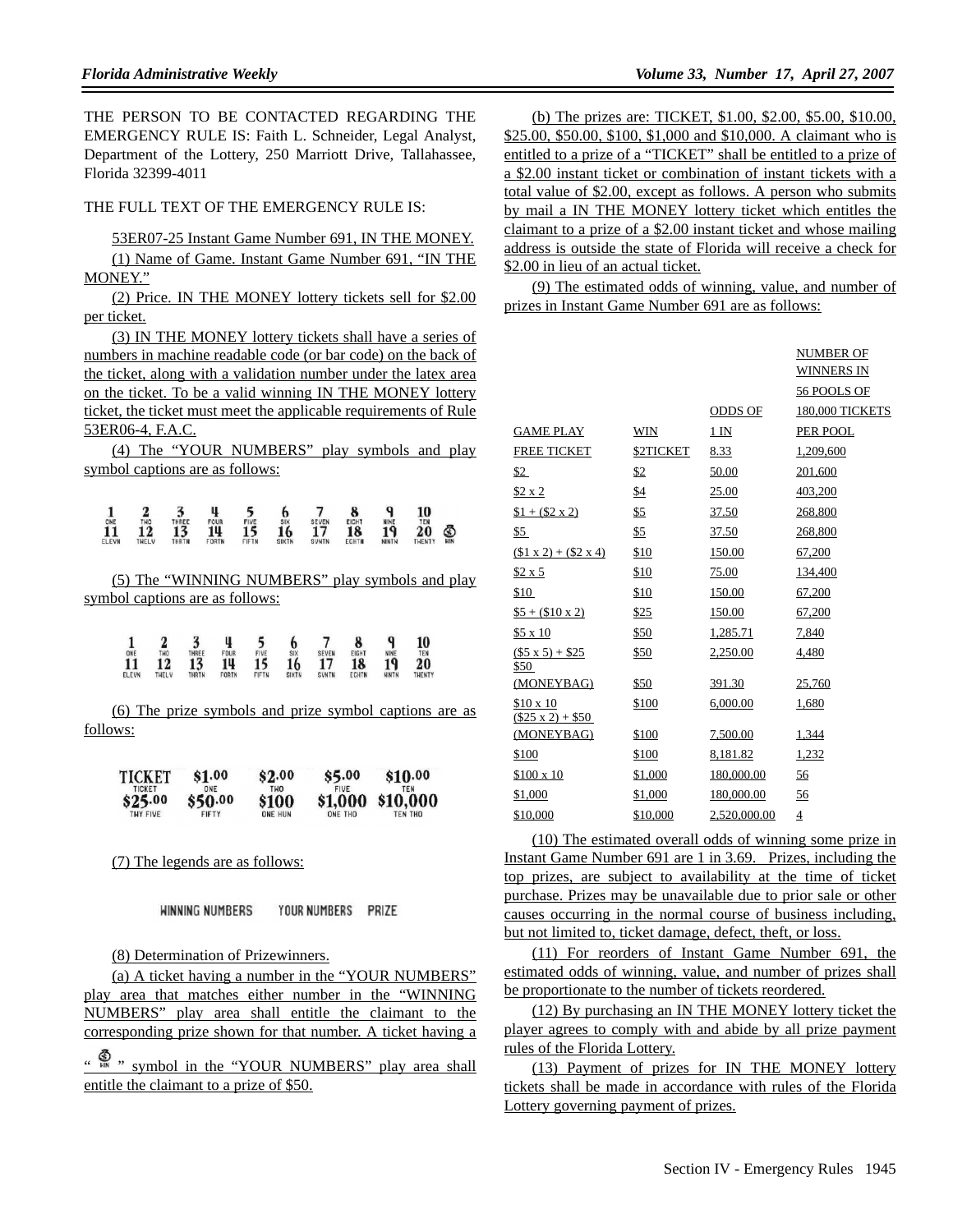THE PERSON TO BE CONTACTED REGARDING THE EMERGENCY RULE IS: Faith L. Schneider, Legal Analyst, Department of the Lottery, 250 Marriott Drive, Tallahassee, Florida 32399-4011

THE FULL TEXT OF THE EMERGENCY RULE IS:

53ER07-25 Instant Game Number 691, IN THE MONEY.

(1) Name of Game. Instant Game Number 691, "IN THE MONEY."

(2) Price. IN THE MONEY lottery tickets sell for $2.00 per ticket.

(3) IN THE MONEY lottery tickets shall have a series of numbers in machine readable code (or bar code) on the back of the ticket, along with a validation number under the latex area on the ticket. To be a valid winning IN THE MONEY lottery ticket, the ticket must meet the applicable requirements of Rule 53ER06-4, F.A.C.

(4) The "YOUR NUMBERS" play symbols and play symbol captions are as follows:

1 ONE 2 TWO 3 THREE 4 FOUR 5 FIVE 6 SIX 7 SEVEN 8 EIGHT 9 NINE 10 TEN
11 ELEVN 12 TWELV 13 THRTN 14 FORTN 15 FIFTN 16 SIXTN 17 SVNTN 18 EGHTN 19 NINTN 20 TWENTY WIN

(5) The "WINNING NUMBERS" play symbols and play symbol captions are as follows:

1 ONE 2 TWO 3 THREE 4 FOUR 5 FIVE 6 SIX 7 SEVEN 8 EIGHT 9 NINE 10 TEN
11 ELEVN 12 TWELV 13 THRTN 14 FORTN 15 FIFTN 16 SIXTN 17 SVNTN 18 EGHTN 19 NINTN 20 TWENTY

(6) The prize symbols and prize symbol captions are as follows:

TICKET TICKET $1.00 ONE $2.00 TWO $5.00 FIVE $10.00 TEN
$25.00 TWY FIVE $50.00 FIFTY $100 ONE HUN $1,000 ONE THO $10,000 TEN THO

(7) The legends are as follows:

WINNING NUMBERS YOUR NUMBERS PRIZE

(8) Determination of Prizewinners.

(a) A ticket having a number in the "YOUR NUMBERS" play area that matches either number in the "WINNING NUMBERS" play area shall entitle the claimant to the corresponding prize shown for that number. A ticket having a " WIN " symbol in the "YOUR NUMBERS" play area shall entitle the claimant to a prize of $50.

(b) The prizes are: TICKET, $1.00, $2.00, $5.00, $10.00, $25.00, $50.00, $100, $1,000 and $10,000. A claimant who is entitled to a prize of a "TICKET" shall be entitled to a prize of a $2.00 instant ticket or combination of instant tickets with a total value of $2.00, except as follows. A person who submits by mail a IN THE MONEY lottery ticket which entitles the claimant to a prize of a $2.00 instant ticket and whose mailing address is outside the state of Florida will receive a check for $2.00 in lieu of an actual ticket.

(9) The estimated odds of winning, value, and number of prizes in Instant Game Number 691 are as follows:

| GAME PLAY | WIN | ODDS OF 1 IN | NUMBER OF WINNERS IN 56 POOLS OF 180,000 TICKETS PER POOL |
|---|---|---|---|
| FREE TICKET | $2TICKET | 8.33 | 1,209,600 |
| $2 | $2 | 50.00 | 201,600 |
| $2 x 2 | $4 | 25.00 | 403,200 |
| $1 + ($2 x 2) | $5 | 37.50 | 268,800 |
| $5 | $5 | 37.50 | 268,800 |
| ($1 x 2) + ($2 x 4) | $10 | 150.00 | 67,200 |
| $2 x 5 | $10 | 75.00 | 134,400 |
| $10 | $10 | 150.00 | 67,200 |
| $5 + ($10 x 2) | $25 | 150.00 | 67,200 |
| $5 x 10 | $50 | 1,285.71 | 7,840 |
| ($5 x 5) + $25 | $50 | 2,250.00 | 4,480 |
| $50 (MONEYBAG) | $50 | 391.30 | 25,760 |
| $10 x 10 | $100 | 6,000.00 | 1,680 |
| ($25 x 2) + $50 (MONEYBAG) | $100 | 7,500.00 | 1,344 |
| $100 | $100 | 8,181.82 | 1,232 |
| $100 x 10 | $1,000 | 180,000.00 | 56 |
| $1,000 | $1,000 | 180,000.00 | 56 |
| $10,000 | $10,000 | 2,520,000.00 | 4 |

(10) The estimated overall odds of winning some prize in Instant Game Number 691 are 1 in 3.69. Prizes, including the top prizes, are subject to availability at the time of ticket purchase. Prizes may be unavailable due to prior sale or other causes occurring in the normal course of business including, but not limited to, ticket damage, defect, theft, or loss.

(11) For reorders of Instant Game Number 691, the estimated odds of winning, value, and number of prizes shall be proportionate to the number of tickets reordered.

(12) By purchasing an IN THE MONEY lottery ticket the player agrees to comply with and abide by all prize payment rules of the Florida Lottery.

(13) Payment of prizes for IN THE MONEY lottery tickets shall be made in accordance with rules of the Florida Lottery governing payment of prizes.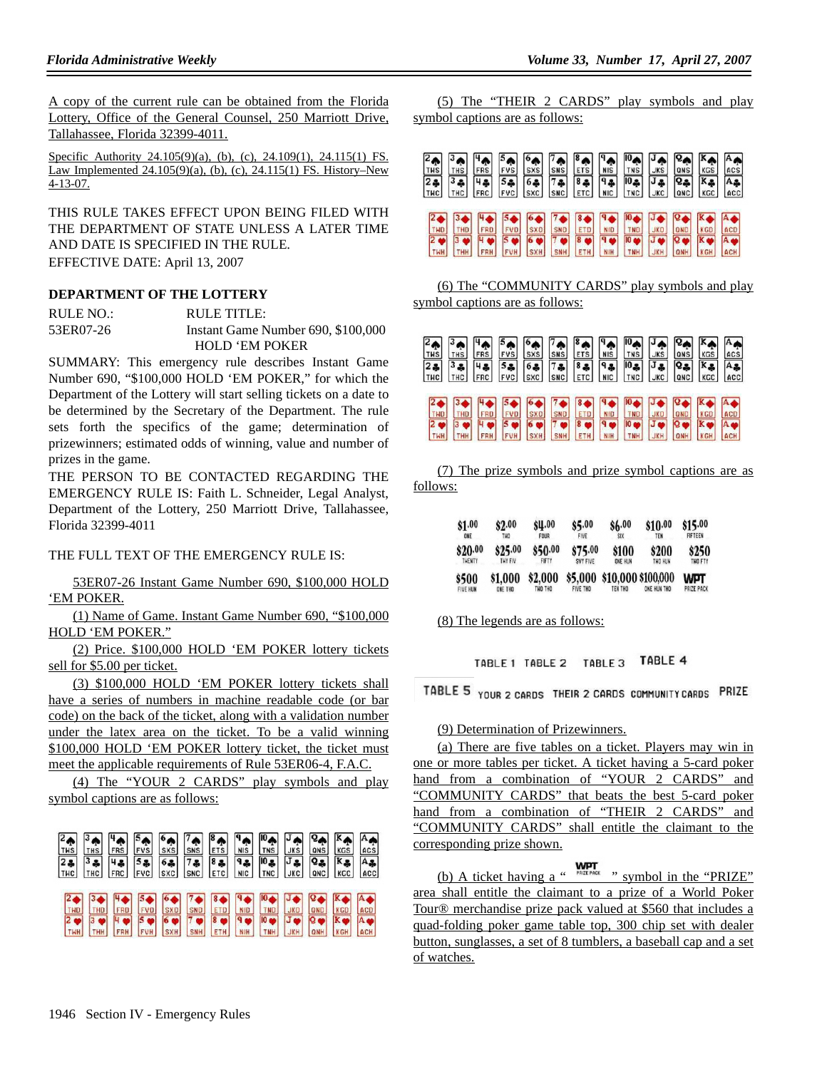A copy of the current rule can be obtained from the Florida Lottery, Office of the General Counsel, 250 Marriott Drive, Tallahassee, Florida 32399-4011.

Specific Authority 24.105(9)(a), (b), (c), 24.109(1), 24.115(1) FS. Law Implemented 24.105(9)(a), (b), (c), 24.115(1) FS. History–New 4-13-07.

THIS RULE TAKES EFFECT UPON BEING FILED WITH THE DEPARTMENT OF STATE UNLESS A LATER TIME AND DATE IS SPECIFIED IN THE RULE.

EFFECTIVE DATE: April 13, 2007

**DEPARTMENT OF THE LOTTERY**

| RULE NO.: | RULE TITLE: |
|---|---|
| 53ER07-26 | Instant Game Number 690, $100,000 HOLD 'EM POKER |

SUMMARY: This emergency rule describes Instant Game Number 690, "$100,000 HOLD 'EM POKER," for which the Department of the Lottery will start selling tickets on a date to be determined by the Secretary of the Department. The rule sets forth the specifics of the game; determination of prizewinners; estimated odds of winning, value and number of prizes in the game.

THE PERSON TO BE CONTACTED REGARDING THE EMERGENCY RULE IS: Faith L. Schneider, Legal Analyst, Department of the Lottery, 250 Marriott Drive, Tallahassee, Florida 32399-4011

THE FULL TEXT OF THE EMERGENCY RULE IS:

53ER07-26 Instant Game Number 690, $100,000 HOLD 'EM POKER.

(1) Name of Game. Instant Game Number 690, "$100,000 HOLD 'EM POKER."

(2) Price. $100,000 HOLD 'EM POKER lottery tickets sell for $5.00 per ticket.

(3) $100,000 HOLD 'EM POKER lottery tickets shall have a series of numbers in machine readable code (or bar code) on the back of the ticket, along with a validation number under the latex area on the ticket. To be a valid winning $100,000 HOLD 'EM POKER lottery ticket, the ticket must meet the applicable requirements of Rule 53ER06-4, F.A.C.

(4) The "YOUR 2 CARDS" play symbols and play symbol captions are as follows:

2♠ THS, 3♠ THS, 4♠ FRS, 5♠ FVS, 6♠ SXS, 7♠ SNS, 8♠ ETS, 9♠ NIS, 10♠ TNS, J♠ JKS, Q♠ QNS, K♠ KGS, A♠ ACS

2♣ THC, 3♣ THC, 4♣ FRC, 5♣ FVC, 6♣ SXC, 7♣ SNC, 8♣ ETC, 9♣ NIC, 10♣ TNC, J♣ JKC, Q♣ QNC, K♣ KGC, A♣ ACC

2♦ THD, 3♦ THD, 4♦ FRD, 5♦ FVD, 6♦ SXD, 7♦ SND, 8♦ ETD, 9♦ NID, 10♦ TND, J♦ JKD, Q♦ QND, K♦ KGD, A♦ ACD

2♥ TWH, 3♥ THH, 4♥ FRH, 5♥ FVH, 6♥ SXH, 7♥ SNH, 8♥ ETH, 9♥ NIH, 10♥ TNH, J♥ JKH, Q♥ QNH, K♥ KGH, A♥ ACH

(5) The "THEIR 2 CARDS" play symbols and play symbol captions are as follows:

2♠ THS, 3♠ THS, 4♠ FRS, 5♠ FVS, 6♠ SXS, 7♠ SNS, 8♠ ETS, 9♠ NIS, 10♠ TNS, J♠ JKS, Q♠ QNS, K♠ KGS, A♠ ACS

2♣ THC, 3♣ THC, 4♣ FRC, 5♣ FVC, 6♣ SXC, 7♣ SNC, 8♣ ETC, 9♣ NIC, 10♣ TNC, J♣ JKC, Q♣ QNC, K♣ KGC, A♣ ACC

2♦ THD, 3♦ THD, 4♦ FRD, 5♦ FVD, 6♦ SXD, 7♦ SND, 8♦ ETD, 9♦ NID, 10♦ TND, J♦ JKD, Q♦ QND, K♦ KGD, A♦ ACD

2♥ TWH, 3♥ THH, 4♥ FRH, 5♥ FVH, 6♥ SXH, 7♥ SNH, 8♥ ETH, 9♥ NIH, 10♥ TNH, J♥ JKH, Q♥ QNH, K♥ KGH, A♥ ACH

(6) The "COMMUNITY CARDS" play symbols and play symbol captions are as follows:

2♠ THS, 3♠ THS, 4♠ FRS, 5♠ FVS, 6♠ SXS, 7♠ SNS, 8♠ ETS, 9♠ NIS, 10♠ TNS, J♠ JKS, Q♠ QNS, K♠ KGS, A♠ ACS

2♣ THC, 3♣ THC, 4♣ FRC, 5♣ FVC, 6♣ SXC, 7♣ SNC, 8♣ ETC, 9♣ NIC, 10♣ TNC, J♣ JKC, Q♣ QNC, K♣ KGC, A♣ ACC

2♦ THD, 3♦ THD, 4♦ FRD, 5♦ FVD, 6♦ SXD, 7♦ SND, 8♦ ETD, 9♦ NID, 10♦ TND, J♦ JKD, Q♦ QND, K♦ KGD, A♦ ACD

2♥ TWH, 3♥ THH, 4♥ FRH, 5♥ FVH, 6♥ SXH, 7♥ SNH, 8♥ ETH, 9♥ NIH, 10♥ TNH, J♥ JKH, Q♥ QNH, K♥ KGH, A♥ ACH

(7) The prize symbols and prize symbol captions are as follows:

| | | | | | | |
|---|---|---|---|---|---|---|
| $1.00 ONE | $2.00 TWO | $4.00 FOUR | $5.00 FIVE | $6.00 SIX | $10.00 TEN | $15.00 FIFTEEN |
| $20.00 TWENTY | $25.00 TWY FIV | $50.00 FIFTY | $75.00 SVY FIVE | $100 ONE HUN | $200 TWO HUN | $250 TWO FTY |
| $500 FIVE HUN | $1,000 ONE THO | $2,000 TWO THO | $5,000 FIVE THO | $10,000 TEN THO | $100,000 ONE HUN THO | WPT PRIZE PACK |

(8) The legends are as follows:

TABLE 1 TABLE 2 TABLE 3 TABLE 4

TABLE 5 YOUR 2 CARDS THEIR 2 CARDS COMMUNITY CARDS PRIZE

(9) Determination of Prizewinners.

(a) There are five tables on a ticket. Players may win in one or more tables per ticket. A ticket having a 5-card poker hand from a combination of "YOUR 2 CARDS" and "COMMUNITY CARDS" that beats the best 5-card poker hand from a combination of "THEIR 2 CARDS" and "COMMUNITY CARDS" shall entitle the claimant to the corresponding prize shown.

(b) A ticket having a "WPT PRIZE PACK" symbol in the "PRIZE" area shall entitle the claimant to a prize of a World Poker Tour® merchandise prize pack valued at $560 that includes a quad-folding poker game table top, 300 chip set with dealer button, sunglasses, a set of 8 tumblers, a baseball cap and a set of watches.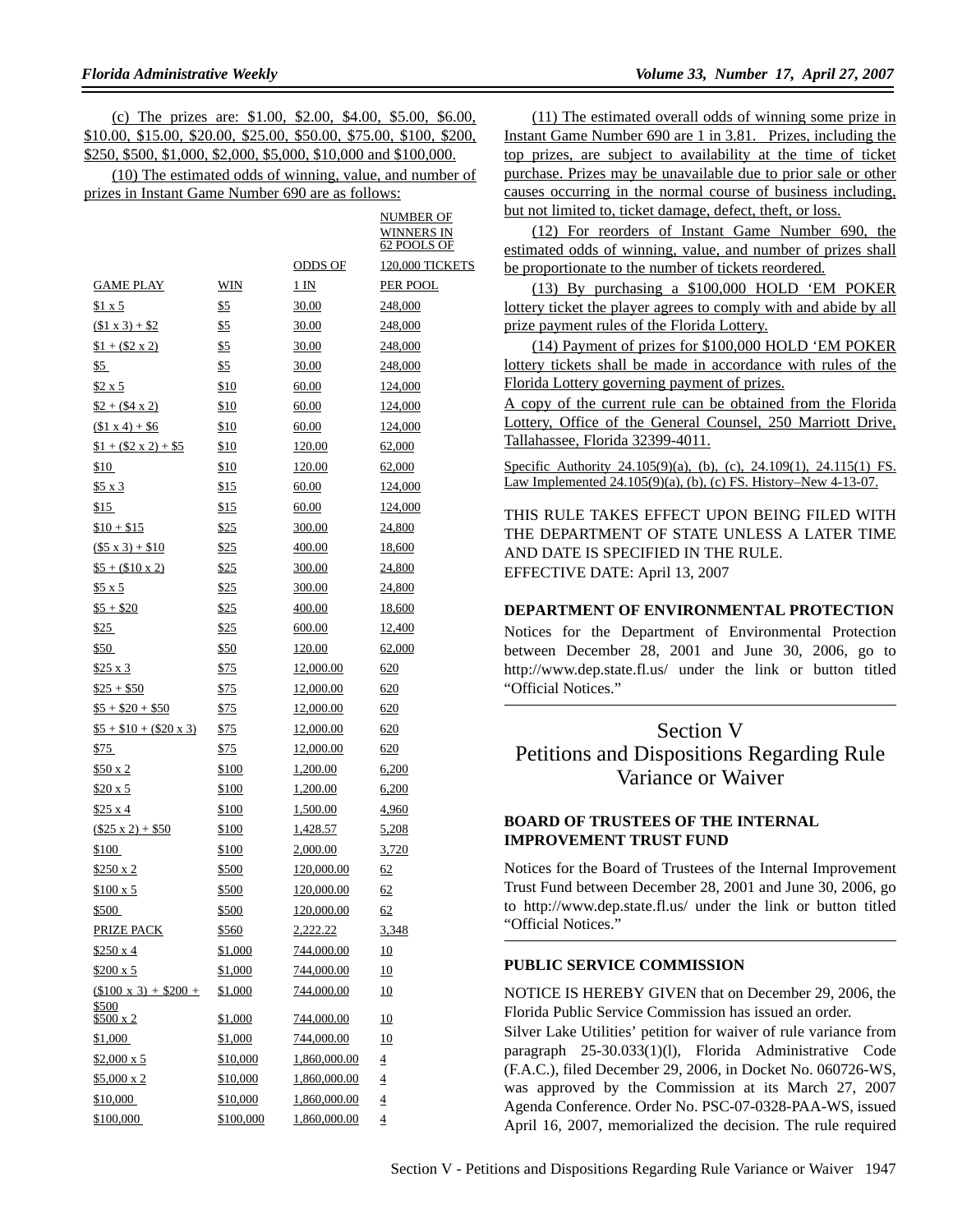(c) The prizes are: $1.00, $2.00, $4.00, $5.00, $6.00, $10.00, $15.00, $20.00, $25.00, $50.00, $75.00, $100, $200, $250, $500, $1,000, $2,000, $5,000, $10,000 and $100,000.

(10) The estimated odds of winning, value, and number of prizes in Instant Game Number 690 are as follows:

| GAME PLAY | WIN | ODDS OF 1 IN | NUMBER OF WINNERS IN 62 POOLS OF 120,000 TICKETS PER POOL |
|---|---|---|---|
| $1 x 5 | $5 | 30.00 | 248,000 |
| ($1 x 3) + $2 | $5 | 30.00 | 248,000 |
| $1 + ($2 x 2) | $5 | 30.00 | 248,000 |
| $5 | $5 | 30.00 | 248,000 |
| $2 x 5 | $10 | 60.00 | 124,000 |
| $2 + ($4 x 2) | $10 | 60.00 | 124,000 |
| ($1 x 4) + $6 | $10 | 60.00 | 124,000 |
| $1 + ($2 x 2) + $5 | $10 | 120.00 | 62,000 |
| $10 | $10 | 120.00 | 62,000 |
| $5 x 3 | $15 | 60.00 | 124,000 |
| $15 | $15 | 60.00 | 124,000 |
| $10 + $15 | $25 | 300.00 | 24,800 |
| ($5 x 3) + $10 | $25 | 400.00 | 18,600 |
| $5 + ($10 x 2) | $25 | 300.00 | 24,800 |
| $5 x 5 | $25 | 300.00 | 24,800 |
| $5 + $20 | $25 | 400.00 | 18,600 |
| $25 | $25 | 600.00 | 12,400 |
| $50 | $50 | 120.00 | 62,000 |
| $25 x 3 | $75 | 12,000.00 | 620 |
| $25 + $50 | $75 | 12,000.00 | 620 |
| $5 + $20 + $50 | $75 | 12,000.00 | 620 |
| $5 + $10 + ($20 x 3) | $75 | 12,000.00 | 620 |
| $75 | $75 | 12,000.00 | 620 |
| $50 x 2 | $100 | 1,200.00 | 6,200 |
| $20 x 5 | $100 | 1,200.00 | 6,200 |
| $25 x 4 | $100 | 1,500.00 | 4,960 |
| ($25 x 2) + $50 | $100 | 1,428.57 | 5,208 |
| $100 | $100 | 2,000.00 | 3,720 |
| $250 x 2 | $500 | 120,000.00 | 62 |
| $100 x 5 | $500 | 120,000.00 | 62 |
| $500 | $500 | 120,000.00 | 62 |
| PRIZE PACK | $560 | 2,222.22 | 3,348 |
| $250 x 4 | $1,000 | 744,000.00 | 10 |
| $200 x 5 | $1,000 | 744,000.00 | 10 |
| ($100 x 3) + $200 + $500 | $1,000 | 744,000.00 | 10 |
| $500 x 2 | $1,000 | 744,000.00 | 10 |
| $1,000 | $1,000 | 744,000.00 | 10 |
| $2,000 x 5 | $10,000 | 1,860,000.00 | 4 |
| $5,000 x 2 | $10,000 | 1,860,000.00 | 4 |
| $10,000 | $10,000 | 1,860,000.00 | 4 |
| $100,000 | $100,000 | 1,860,000.00 | 4 |

(11) The estimated overall odds of winning some prize in Instant Game Number 690 are 1 in 3.81. Prizes, including the top prizes, are subject to availability at the time of ticket purchase. Prizes may be unavailable due to prior sale or other causes occurring in the normal course of business including, but not limited to, ticket damage, defect, theft, or loss.

(12) For reorders of Instant Game Number 690, the estimated odds of winning, value, and number of prizes shall be proportionate to the number of tickets reordered.

(13) By purchasing a $100,000 HOLD 'EM POKER lottery ticket the player agrees to comply with and abide by all prize payment rules of the Florida Lottery.

(14) Payment of prizes for $100,000 HOLD 'EM POKER lottery tickets shall be made in accordance with rules of the Florida Lottery governing payment of prizes.

A copy of the current rule can be obtained from the Florida Lottery, Office of the General Counsel, 250 Marriott Drive, Tallahassee, Florida 32399-4011.

Specific Authority 24.105(9)(a), (b), (c), 24.109(1), 24.115(1) FS. Law Implemented 24.105(9)(a), (b), (c) FS. History–New 4-13-07.

THIS RULE TAKES EFFECT UPON BEING FILED WITH THE DEPARTMENT OF STATE UNLESS A LATER TIME AND DATE IS SPECIFIED IN THE RULE.

EFFECTIVE DATE: April 13, 2007

### DEPARTMENT OF ENVIRONMENTAL PROTECTION

Notices for the Department of Environmental Protection between December 28, 2001 and June 30, 2006, go to http://www.dep.state.fl.us/ under the link or button titled "Official Notices."

## Section V
## Petitions and Dispositions Regarding Rule Variance or Waiver

### BOARD OF TRUSTEES OF THE INTERNAL IMPROVEMENT TRUST FUND

Notices for the Board of Trustees of the Internal Improvement Trust Fund between December 28, 2001 and June 30, 2006, go to http://www.dep.state.fl.us/ under the link or button titled "Official Notices."

### PUBLIC SERVICE COMMISSION

NOTICE IS HEREBY GIVEN that on December 29, 2006, the Florida Public Service Commission has issued an order.

Silver Lake Utilities' petition for waiver of rule variance from paragraph 25-30.033(1)(l), Florida Administrative Code (F.A.C.), filed December 29, 2006, in Docket No. 060726-WS, was approved by the Commission at its March 27, 2007 Agenda Conference. Order No. PSC-07-0328-PAA-WS, issued April 16, 2007, memorialized the decision. The rule required